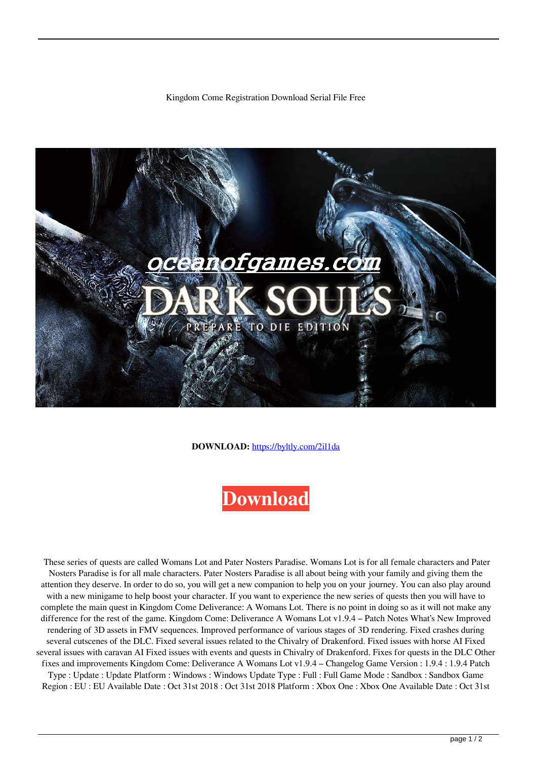Kingdom Come Registration Download Serial File Free

**DOWNLOAD:** https://byltly.com/2il1da

**Download**

These series of quests are called Womans Lot and Pater Nosters Paradise. Womans Lot is for all female characters and Pater Nosters Paradise is for all male characters. Pater Nosters Paradise is all about being with your family and giving them the attention they deserve. In order to do so, you will get a new companion to help you on your journey. You can also play around with a new minigame to help boost your character. If you want to experience the new series of quests then you will have to complete the main quest in Kingdom Come Deliverance: A Womans Lot. There is no point in doing so as it will not make any difference for the rest of the game. Kingdom Come: Deliverance A Womans Lot v1.9.4 – Patch Notes What's New Improved rendering of 3D assets in FMV sequences. Improved performance of various stages of 3D rendering. Fixed crashes during several cutscenes of the DLC. Fixed several issues related to the Chivalry of Drakenford. Fixed issues with horse AI Fixed several issues with caravan AI Fixed issues with events and quests in Chivalry of Drakenford. Fixes for quests in the DLC Other fixes and improvements Kingdom Come: Deliverance A Womans Lot v1.9.4 – Changelog Game Version : 1.9.4 : 1.9.4 Patch Type : Update : Update Platform : Windows : Windows Update Type : Full : Full Game Mode : Sandbox : Sandbox Game Region : EU : EU Available Date : Oct 31st 2018 : Oct 31st 2018 Platform : Xbox One : Xbox One Available Date : Oct 31st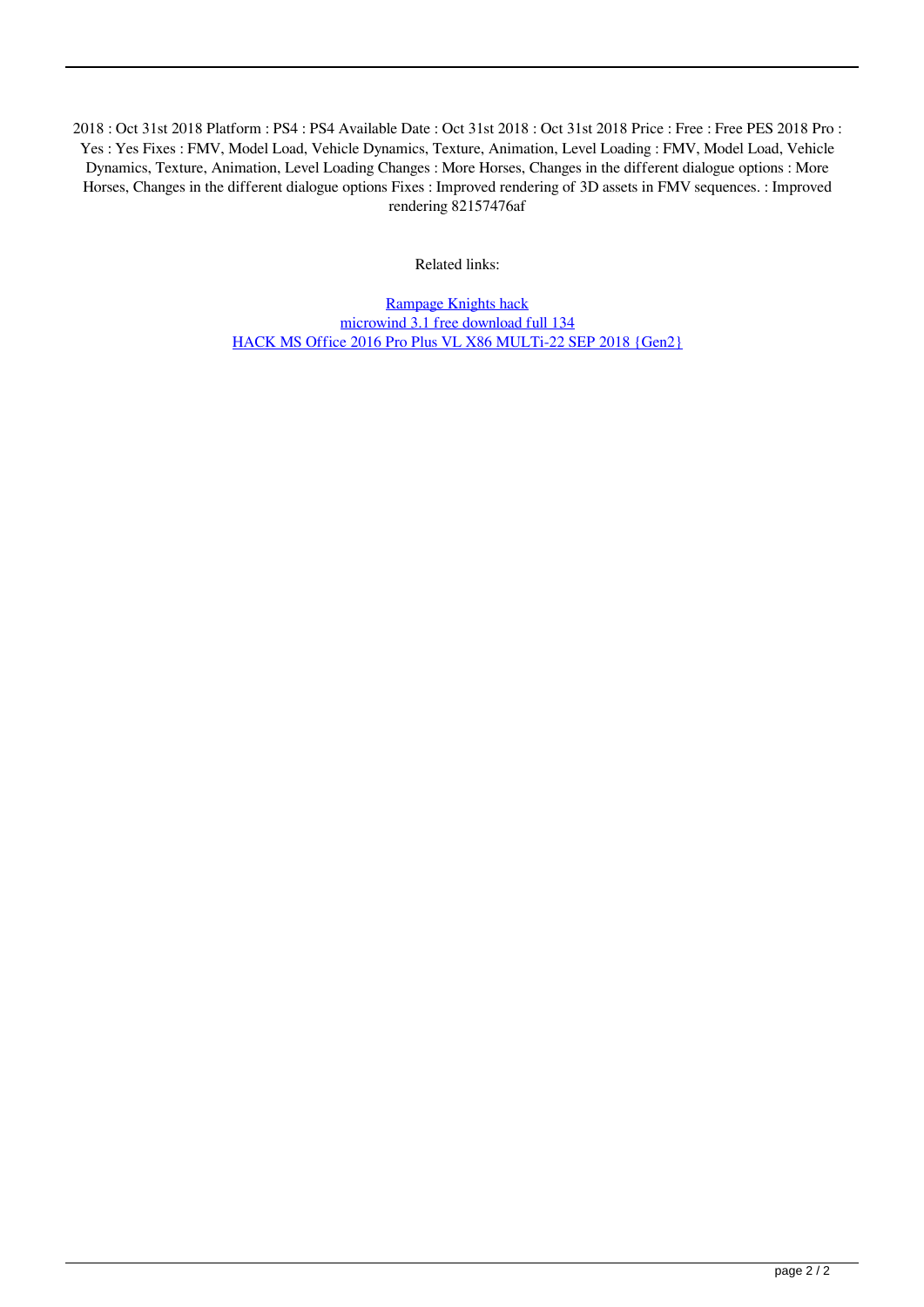2018 : Oct 31st 2018 Platform : PS4 : PS4 Available Date : Oct 31st 2018 : Oct 31st 2018 Price : Free : Free PES 2018 Pro : Yes : Yes Fixes : FMV, Model Load, Vehicle Dynamics, Texture, Animation, Level Loading : FMV, Model Load, Vehicle Dynamics, Texture, Animation, Level Loading Changes : More Horses, Changes in the different dialogue options : More Horses, Changes in the different dialogue options Fixes : Improved rendering of 3D assets in FMV sequences. : Improved rendering 82157476af

Related links:

Rampage Knights hack
microwind 3.1 free download full 134
HACK MS Office 2016 Pro Plus VL X86 MULTi-22 SEP 2018 {Gen2}